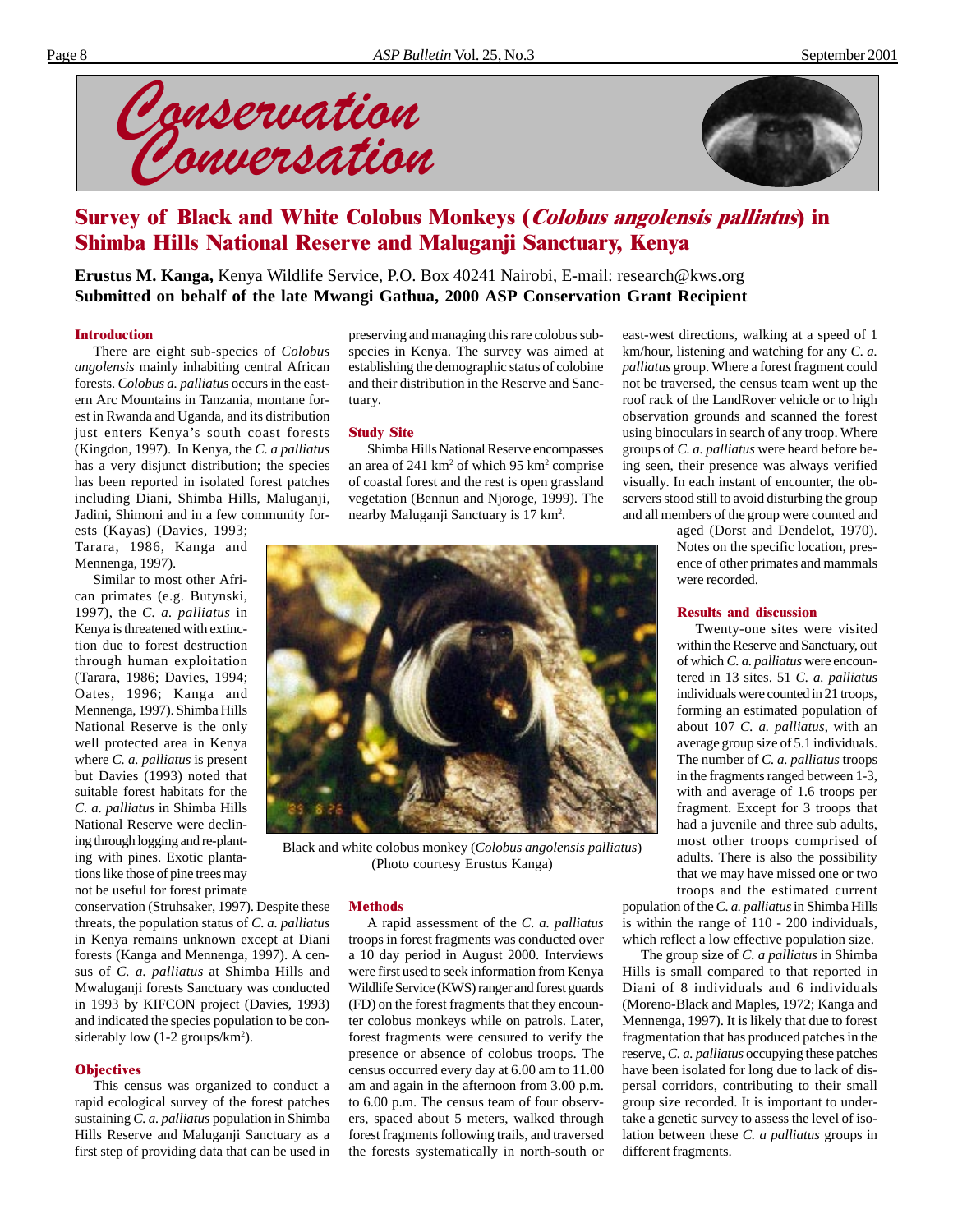# Conservation Conversation

## Survey of Black and White Colobus Monkeys (*Colobus angolensis palliatus*) in Shimba Hills National Reserve and Maluganji Sanctuary, Kenya

**Erustus M. Kanga,** Kenya Wildlife Service, P.O. Box 40241 Nairobi, E-mail: research@kws.org
**Submitted on behalf of the late Mwangi Gathua, 2000 ASP Conservation Grant Recipient**

### Introduction

There are eight sub-species of *Colobus angolensis* mainly inhabiting central African forests. *Colobus a. palliatus* occurs in the eastern Arc Mountains in Tanzania, montane forest in Rwanda and Uganda, and its distribution just enters Kenya's south coast forests (Kingdon, 1997). In Kenya, the *C. a palliatus* has a very disjunct distribution; the species has been reported in isolated forest patches including Diani, Shimba Hills, Maluganji, Jadini, Shimoni and in a few community forests (Kayas) (Davies, 1993; Tarara, 1986, Kanga and Mennenga, 1997).

Similar to most other African primates (e.g. Butynski, 1997), the *C. a. palliatus* in Kenya is threatened with extinction due to forest destruction through human exploitation (Tarara, 1986; Davies, 1994; Oates, 1996; Kanga and Mennenga, 1997). Shimba Hills National Reserve is the only well protected area in Kenya where *C. a. palliatus* is present but Davies (1993) noted that suitable forest habitats for the *C. a. palliatus* in Shimba Hills National Reserve were declining through logging and re-planting with pines. Exotic plantations like those of pine trees may not be useful for forest primate conservation (Struhsaker, 1997). Despite these threats, the population status of *C. a. palliatus* in Kenya remains unknown except at Diani forests (Kanga and Mennenga, 1997). A census of *C. a. palliatus* at Shimba Hills and Mwaluganji forests Sanctuary was conducted in 1993 by KIFCON project (Davies, 1993) and indicated the species population to be considerably low (1-2 groups/km$^2$).

### Objectives

This census was organized to conduct a rapid ecological survey of the forest patches sustaining *C. a. palliatus* population in Shimba Hills Reserve and Maluganji Sanctuary as a first step of providing data that can be used in preserving and managing this rare colobus subspecies in Kenya. The survey was aimed at establishing the demographic status of colobine and their distribution in the Reserve and Sanctuary.

### Study Site

Shimba Hills National Reserve encompasses an area of 241 km$^2$ of which 95 km$^2$ comprise of coastal forest and the rest is open grassland vegetation (Bennun and Njoroge, 1999). The nearby Maluganji Sanctuary is 17 km$^2$.

Black and white colobus monkey (*Colobus angolensis palliatus*) (Photo courtesy Erustus Kanga)

### Methods

A rapid assessment of the *C. a. palliatus* troops in forest fragments was conducted over a 10 day period in August 2000. Interviews were first used to seek information from Kenya Wildlife Service (KWS) ranger and forest guards (FD) on the forest fragments that they encounter colobus monkeys while on patrols. Later, forest fragments were censured to verify the presence or absence of colobus troops. The census occurred every day at 6.00 am to 11.00 am and again in the afternoon from 3.00 p.m. to 6.00 p.m. The census team of four observers, spaced about 5 meters, walked through forest fragments following trails, and traversed the forests systematically in north-south or east-west directions, walking at a speed of 1 km/hour, listening and watching for any *C. a. palliatus* group. Where a forest fragment could not be traversed, the census team went up the roof rack of the LandRover vehicle or to high observation grounds and scanned the forest using binoculars in search of any troop. Where groups of *C. a. palliatus* were heard before being seen, their presence was always verified visually. In each instant of encounter, the observers stood still to avoid disturbing the group and all members of the group were counted and aged (Dorst and Dendelot, 1970). Notes on the specific location, presence of other primates and mammals were recorded.

### Results and discussion

Twenty-one sites were visited within the Reserve and Sanctuary, out of which *C. a. palliatus* were encountered in 13 sites. 51 *C. a. palliatus* individuals were counted in 21 troops, forming an estimated population of about 107 *C. a. palliatus*, with an average group size of 5.1 individuals. The number of *C. a. palliatus* troops in the fragments ranged between 1-3, with and average of 1.6 troops per fragment. Except for 3 troops that had a juvenile and three sub adults, most other troops comprised of adults. There is also the possibility that we may have missed one or two troops and the estimated current population of the *C. a. palliatus* in Shimba Hills is within the range of 110 - 200 individuals, which reflect a low effective population size.

The group size of *C. a palliatus* in Shimba Hills is small compared to that reported in Diani of 8 individuals and 6 individuals (Moreno-Black and Maples, 1972; Kanga and Mennenga, 1997). It is likely that due to forest fragmentation that has produced patches in the reserve, *C. a. palliatus* occupying these patches have been isolated for long due to lack of dispersal corridors, contributing to their small group size recorded. It is important to undertake a genetic survey to assess the level of isolation between these *C. a palliatus* groups in different fragments.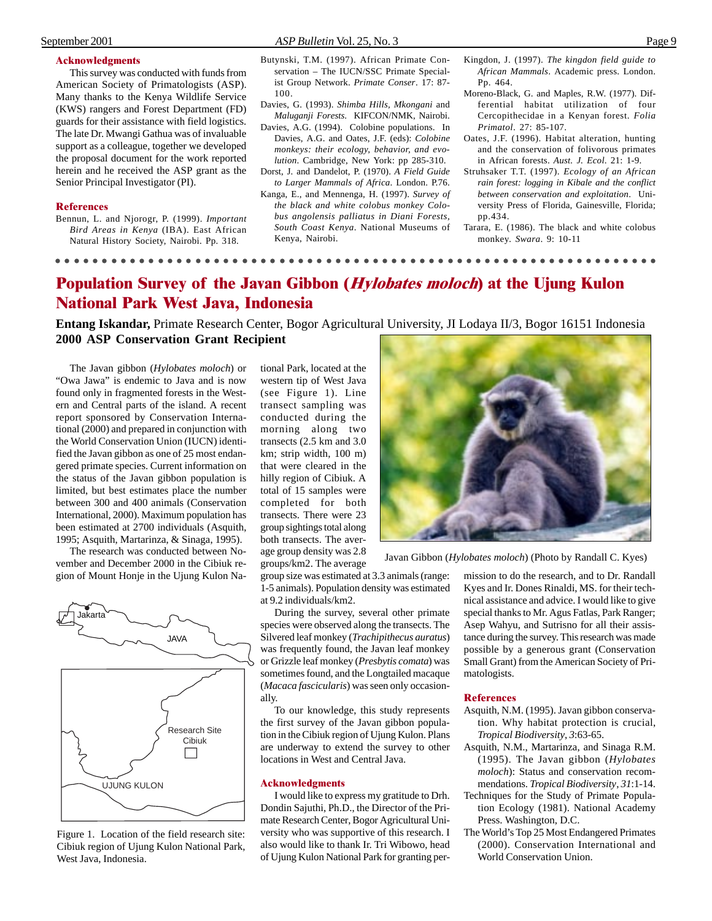### Acknowledgments

This survey was conducted with funds from American Society of Primatologists (ASP). Many thanks to the Kenya Wildlife Service (KWS) rangers and Forest Department (FD) guards for their assistance with field logistics. The late Dr. Mwangi Gathua was of invaluable support as a colleague, together we developed the proposal document for the work reported herein and he received the ASP grant as the Senior Principal Investigator (PI).

### References

Bennun, L. and Njorogr, P. (1999). *Important Bird Areas in Kenya* (IBA). East African Natural History Society, Nairobi. Pp. 318.

Butynski, T.M. (1997). African Primate Conservation – The IUCN/SSC Primate Specialist Group Network. *Primate Conser*. 17: 87-100.

Davies, G. (1993). *Shimba Hills, Mkongani* and *Maluganji Forests.* KIFCON/NMK, Nairobi.

Davies, A.G. (1994). Colobine populations. In Davies, A.G. and Oates, J.F. (eds): *Colobine monkeys: their ecology, behavior, and evolution*. Cambridge, New York: pp 285-310.

Dorst, J. and Dandelot, P. (1970). *A Field Guide to Larger Mammals of Africa*. London. P.76.

Kanga, E., and Mennenga, H. (1997). *Survey of the black and white colobus monkey Colobus angolensis palliatus in Diani Forests, South Coast Kenya*. National Museums of Kenya, Nairobi.

Kingdon, J. (1997). *The kingdon field guide to African Mammals*. Academic press. London. Pp. 464.

Moreno-Black, G. and Maples, R.W. (1977). Differential habitat utilization of four Cercopithecidae in a Kenyan forest. *Folia Primatol*. 27: 85-107.

Oates, J.F. (1996). Habitat alteration, hunting and the conservation of folivorous primates in African forests. *Aust. J. Ecol.* 21: 1-9.

Struhsaker T.T. (1997). *Ecology of an African rain forest: logging in Kibale and the conflict between conservation and exploitation*. University Press of Florida, Gainesville, Florida; pp.434.

Tarara, E. (1986). The black and white colobus monkey. *Swara*. 9: 10-11

# Population Survey of the Javan Gibbon (*Hylobates moloch*) at the Ujung Kulon National Park West Java, Indonesia

**Entang Iskandar,** Primate Research Center, Bogor Agricultural University, JI Lodaya II/3, Bogor 16151 Indonesia
**2000 ASP Conservation Grant Recipient**

The Javan gibbon (*Hylobates moloch*) or "Owa Jawa" is endemic to Java and is now found only in fragmented forests in the Western and Central parts of the island. A recent report sponsored by Conservation International (2000) and prepared in conjunction with the World Conservation Union (IUCN) identified the Javan gibbon as one of 25 most endangered primate species. Current information on the status of the Javan gibbon population is limited, but best estimates place the number between 300 and 400 animals (Conservation International, 2000). Maximum population has been estimated at 2700 individuals (Asquith, 1995; Asquith, Martarinza, & Sinaga, 1995).

The research was conducted between November and December 2000 in the Cibiuk region of Mount Honje in the Ujung Kulon National Park, located at the western tip of West Java (see Figure 1). Line transect sampling was conducted during the morning along two transects (2.5 km and 3.0 km; strip width, 100 m) that were cleared in the hilly region of Cibiuk. A total of 15 samples were completed for both transects. There were 23 group sightings total along both transects. The average group density was 2.8 groups/km2. The average group size was estimated at 3.3 animals (range: 1-5 animals). Population density was estimated at 9.2 individuals/km2.

Javan Gibbon (*Hylobates moloch*) (Photo by Randall C. Kyes)

Jakarta
JAVA
Research Site
Cibiuk
UJUNG KULON

Figure 1. Location of the field research site: Cibiuk region of Ujung Kulon National Park, West Java, Indonesia.

During the survey, several other primate species were observed along the transects. The Silvered leaf monkey (*Trachipithecus auratus*) was frequently found, the Javan leaf monkey or Grizzle leaf monkey (*Presbytis comata*) was sometimes found, and the Longtailed macaque (*Macaca fascicularis*) was seen only occasionally.

To our knowledge, this study represents the first survey of the Javan gibbon population in the Cibiuk region of Ujung Kulon. Plans are underway to extend the survey to other locations in West and Central Java.

### Acknowledgments

I would like to express my gratitude to Drh. Dondin Sajuthi, Ph.D., the Director of the Primate Research Center, Bogor Agricultural University who was supportive of this research. I also would like to thank Ir. Tri Wibowo, head of Ujung Kulon National Park for granting permission to do the research, and to Dr. Randall Kyes and Ir. Dones Rinaldi, MS. for their technical assistance and advice. I would like to give special thanks to Mr. Agus Fatlas, Park Ranger; Asep Wahyu, and Sutrisno for all their assistance during the survey. This research was made possible by a generous grant (Conservation Small Grant) from the American Society of Primatologists.

### References

Asquith, N.M. (1995). Javan gibbon conservation. Why habitat protection is crucial, *Tropical Biodiversity*, *3*:63-65.

Asquith, N.M., Martarinza, and Sinaga R.M. (1995). The Javan gibbon (*Hylobates moloch*): Status and conservation recommendations. *Tropical Biodiversity*, *31*:1-14.

Techniques for the Study of Primate Population Ecology (1981). National Academy Press. Washington, D.C.

The World's Top 25 Most Endangered Primates (2000). Conservation International and World Conservation Union.